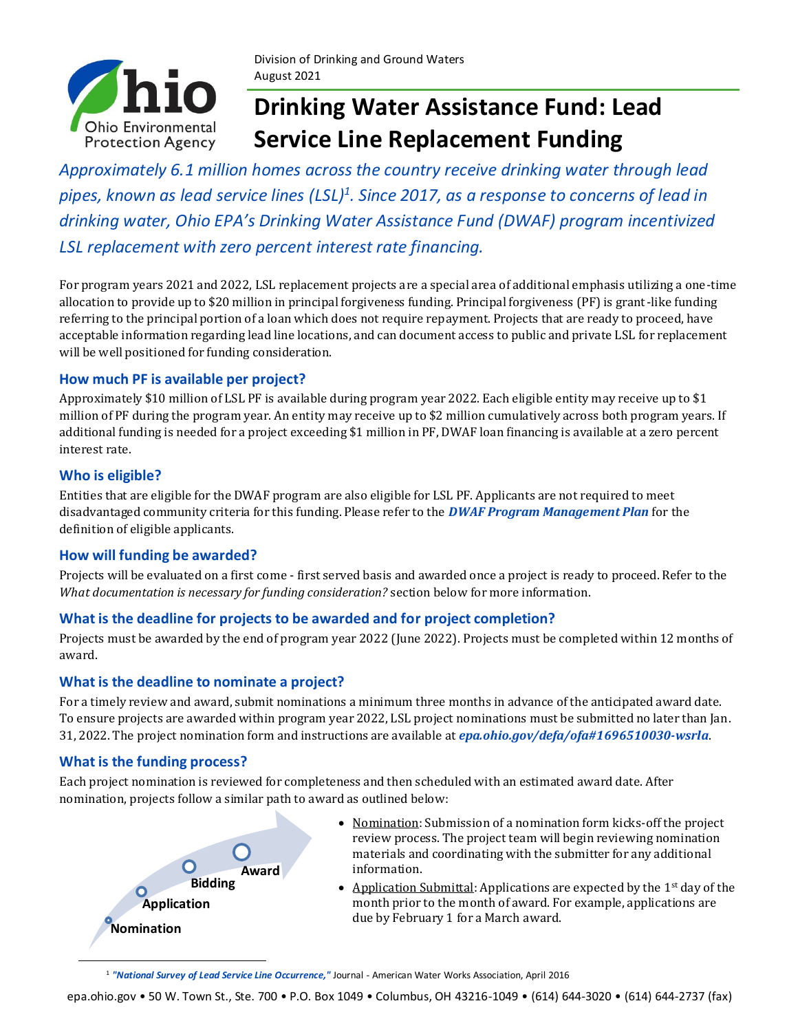Division of Drinking and Ground Waters
August 2021

# Drinking Water Assistance Fund: Lead Service Line Replacement Funding

*Approximately 6.1 million homes across the country receive drinking water through lead pipes, known as lead service lines (LSL)[1]. Since 2017, as a response to concerns of lead in drinking water, Ohio EPA's Drinking Water Assistance Fund (DWAF) program incentivized LSL replacement with zero percent interest rate financing.*

For program years 2021 and 2022, LSL replacement projects are a special area of additional emphasis utilizing a one-time allocation to provide up to $20 million in principal forgiveness funding. Principal forgiveness (PF) is grant-like funding referring to the principal portion of a loan which does not require repayment. Projects that are ready to proceed, have acceptable information regarding lead line locations, and can document access to public and private LSL for replacement will be well positioned for funding consideration.

## How much PF is available per project?

Approximately $10 million of LSL PF is available during program year 2022. Each eligible entity may receive up to $1 million of PF during the program year. An entity may receive up to $2 million cumulatively across both program years. If additional funding is needed for a project exceeding $1 million in PF, DWAF loan financing is available at a zero percent interest rate.

## Who is eligible?

Entities that are eligible for the DWAF program are also eligible for LSL PF. Applicants are not required to meet disadvantaged community criteria for this funding. Please refer to the ***DWAF Program Management Plan*** for the definition of eligible applicants.

## How will funding be awarded?

Projects will be evaluated on a first come - first served basis and awarded once a project is ready to proceed. Refer to the *What documentation is necessary for funding consideration?* section below for more information.

## What is the deadline for projects to be awarded and for project completion?

Projects must be awarded by the end of program year 2022 (June 2022). Projects must be completed within 12 months of award.

## What is the deadline to nominate a project?

For a timely review and award, submit nominations a minimum three months in advance of the anticipated award date. To ensure projects are awarded within program year 2022, LSL project nominations must be submitted no later than Jan. 31, 2022. The project nomination form and instructions are available at ***epa.ohio.gov/defa/ofa#1696510030-wsrla***.

## What is the funding process?

Each project nomination is reviewed for completeness and then scheduled with an estimated award date. After nomination, projects follow a similar path to award as outlined below:

Nomination → Application → Bidding → Award

- Nomination: Submission of a nomination form kicks-off the project review process. The project team will begin reviewing nomination materials and coordinating with the submitter for any additional information.
- Application Submittal: Applications are expected by the 1st day of the month prior to the month of award. For example, applications are due by February 1 for a March award.

[1] ***"National Survey of Lead Service Line Occurrence,"*** Journal - American Water Works Association, April 2016

epa.ohio.gov • 50 W. Town St., Ste. 700 • P.O. Box 1049 • Columbus, OH 43216-1049 • (614) 644-3020 • (614) 644-2737 (fax)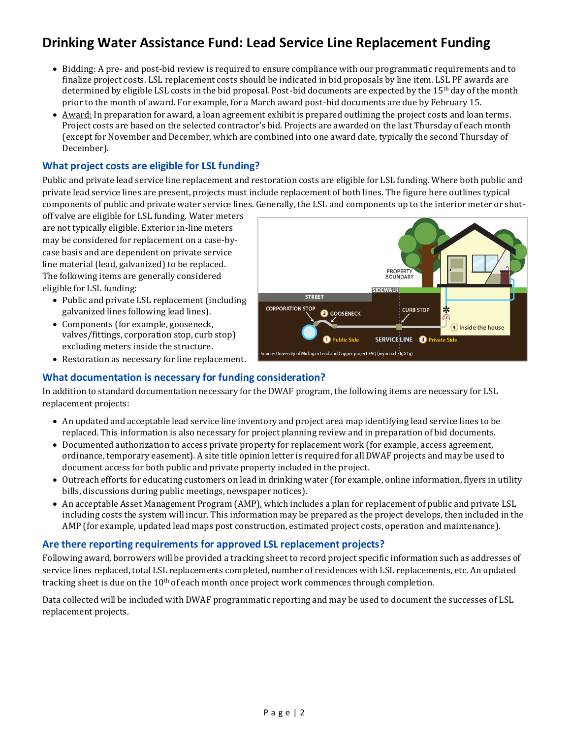# Drinking Water Assistance Fund: Lead Service Line Replacement Funding

- Bidding: A pre- and post-bid review is required to ensure compliance with our programmatic requirements and to finalize project costs. LSL replacement costs should be indicated in bid proposals by line item. LSL PF awards are determined by eligible LSL costs in the bid proposal. Post-bid documents are expected by the 15th day of the month prior to the month of award. For example, for a March award post-bid documents are due by February 15.
- Award: In preparation for award, a loan agreement exhibit is prepared outlining the project costs and loan terms. Project costs are based on the selected contractor's bid. Projects are awarded on the last Thursday of each month (except for November and December, which are combined into one award date, typically the second Thursday of December).

## What project costs are eligible for LSL funding?

Public and private lead service line replacement and restoration costs are eligible for LSL funding. Where both public and private lead service lines are present, projects must include replacement of both lines. The figure here outlines typical components of public and private water service lines. Generally, the LSL and components up to the interior meter or shut-off valve are eligible for LSL funding. Water meters are not typically eligible. Exterior in-line meters may be considered for replacement on a case-by-case basis and are dependent on private service line material (lead, galvanized) to be replaced. The following items are generally considered eligible for LSL funding:

- Public and private LSL replacement (including galvanized lines following lead lines).
- Components (for example, gooseneck, valves/fittings, corporation stop, curb stop) excluding meters inside the structure.
- Restoration as necessary for line replacement.

Source: University of Michigan Lead and Copper project FAQ (myumi.ch/JgG1g)

## What documentation is necessary for funding consideration?

In addition to standard documentation necessary for the DWAF program, the following items are necessary for LSL replacement projects:

- An updated and acceptable lead service line inventory and project area map identifying lead service lines to be replaced. This information is also necessary for project planning review and in preparation of bid documents.
- Documented authorization to access private property for replacement work (for example, access agreement, ordinance, temporary easement). A site title opinion letter is required for all DWAF projects and may be used to document access for both public and private property included in the project.
- Outreach efforts for educating customers on lead in drinking water (for example, online information, flyers in utility bills, discussions during public meetings, newspaper notices).
- An acceptable Asset Management Program (AMP), which includes a plan for replacement of public and private LSL including costs the system will incur. This information may be prepared as the project develops, then included in the AMP (for example, updated lead maps post construction, estimated project costs, operation and maintenance).

## Are there reporting requirements for approved LSL replacement projects?

Following award, borrowers will be provided a tracking sheet to record project specific information such as addresses of service lines replaced, total LSL replacements completed, number of residences with LSL replacements, etc. An updated tracking sheet is due on the 10th of each month once project work commences through completion.

Data collected will be included with DWAF programmatic reporting and may be used to document the successes of LSL replacement projects.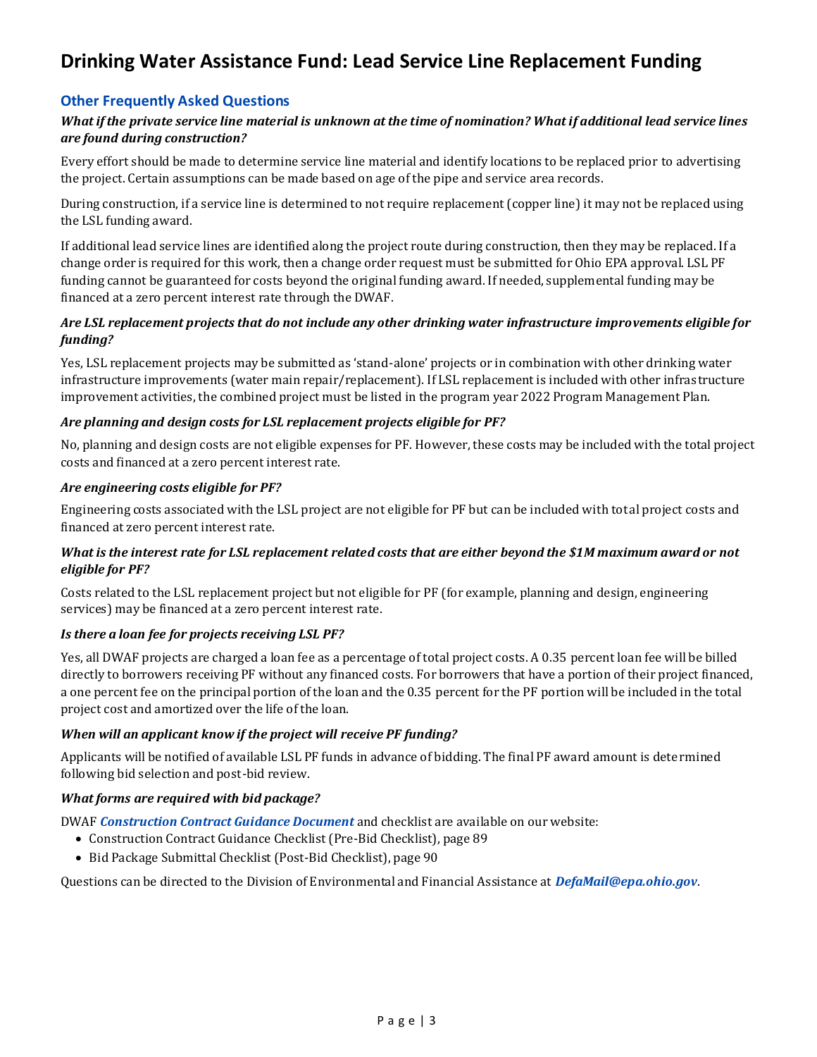# Drinking Water Assistance Fund: Lead Service Line Replacement Funding

## Other Frequently Asked Questions

***What if the private service line material is unknown at the time of nomination? What if additional lead service lines are found during construction?***

Every effort should be made to determine service line material and identify locations to be replaced prior to advertising the project. Certain assumptions can be made based on age of the pipe and service area records.

During construction, if a service line is determined to not require replacement (copper line) it may not be replaced using the LSL funding award.

If additional lead service lines are identified along the project route during construction, then they may be replaced. If a change order is required for this work, then a change order request must be submitted for Ohio EPA approval. LSL PF funding cannot be guaranteed for costs beyond the original funding award. If needed, supplemental funding may be financed at a zero percent interest rate through the DWAF.

***Are LSL replacement projects that do not include any other drinking water infrastructure improvements eligible for funding?***

Yes, LSL replacement projects may be submitted as 'stand-alone' projects or in combination with other drinking water infrastructure improvements (water main repair/replacement). If LSL replacement is included with other infrastructure improvement activities, the combined project must be listed in the program year 2022 Program Management Plan.

***Are planning and design costs for LSL replacement projects eligible for PF?***

No, planning and design costs are not eligible expenses for PF. However, these costs may be included with the total project costs and financed at a zero percent interest rate.

***Are engineering costs eligible for PF?***

Engineering costs associated with the LSL project are not eligible for PF but can be included with total project costs and financed at zero percent interest rate.

***What is the interest rate for LSL replacement related costs that are either beyond the $1M maximum award or not eligible for PF?***

Costs related to the LSL replacement project but not eligible for PF (for example, planning and design, engineering services) may be financed at a zero percent interest rate.

***Is there a loan fee for projects receiving LSL PF?***

Yes, all DWAF projects are charged a loan fee as a percentage of total project costs. A 0.35 percent loan fee will be billed directly to borrowers receiving PF without any financed costs. For borrowers that have a portion of their project financed, a one percent fee on the principal portion of the loan and the 0.35 percent for the PF portion will be included in the total project cost and amortized over the life of the loan.

***When will an applicant know if the project will receive PF funding?***

Applicants will be notified of available LSL PF funds in advance of bidding. The final PF award amount is determined following bid selection and post-bid review.

***What forms are required with bid package?***

DWAF ***Construction Contract Guidance Document*** and checklist are available on our website:

- Construction Contract Guidance Checklist (Pre-Bid Checklist), page 89
- Bid Package Submittal Checklist (Post-Bid Checklist), page 90

Questions can be directed to the Division of Environmental and Financial Assistance at ***DefaMail@epa.ohio.gov***.